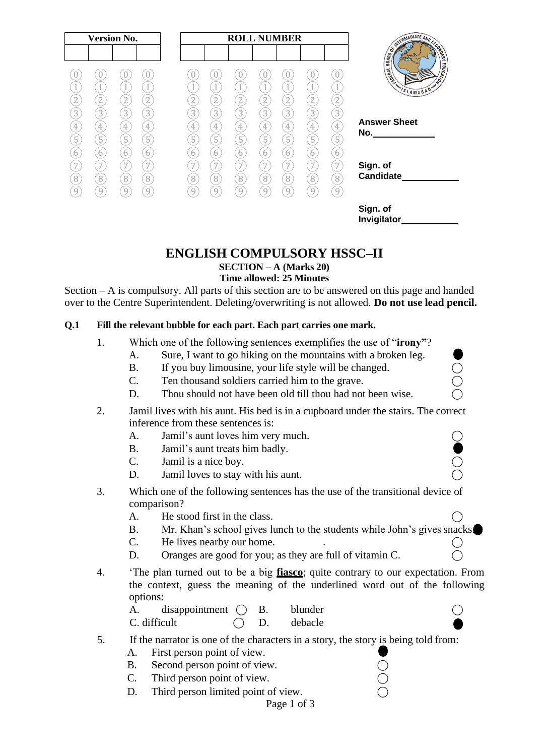| Version No. | | | |
|---|---|---|---|
| | | | |

| ROLL NUMBER | | | | | | |
|---|---|---|---|---|---|---|
| | | | | | | |

Answer Sheet No.____________

Sign. of Candidate___________

Sign. of Invigilator___________

# ENGLISH COMPULSORY HSSC–II

**SECTION – A (Marks 20)**
**Time allowed: 25 Minutes**

Section – A is compulsory. All parts of this section are to be answered on this page and handed over to the Centre Superintendent. Deleting/overwriting is not allowed. **Do not use lead pencil.**

**Q.1 Fill the relevant bubble for each part. Each part carries one mark.**

1. Which one of the following sentences exemplifies the use of "**irony**"?
   - A. Sure, I want to go hiking on the mountains with a broken leg. ●
   - B. If you buy limousine, your life style will be changed. ○
   - C. Ten thousand soldiers carried him to the grave. ○
   - D. Thou should not have been old till thou had not been wise. ○

2. Jamil lives with his aunt. His bed is in a cupboard under the stairs. The correct inference from these sentences is:
   - A. Jamil's aunt loves him very much. ○
   - B. Jamil's aunt treats him badly. ●
   - C. Jamil is a nice boy. ○
   - D. Jamil loves to stay with his aunt. ○

3. Which one of the following sentences has the use of the transitional device of comparison?
   - A. He stood first in the class. ○
   - B. Mr. Khan's school gives lunch to the students while John's gives snacks. ●
   - C. He lives nearby our home. ○
   - D. Oranges are good for you; as they are full of vitamin C. ○

4. 'The plan turned out to be a big **fiasco**; quite contrary to our expectation. From the context, guess the meaning of the underlined word out of the following options:
   - A. disappointment ○
   - B. blunder ○
   - C. difficult ○
   - D. debacle ●

5. If the narrator is one of the characters in a story, the story is being told from:
   - A. First person point of view. ●
   - B. Second person point of view. ○
   - C. Third person point of view. ○
   - D. Third person limited point of view. ○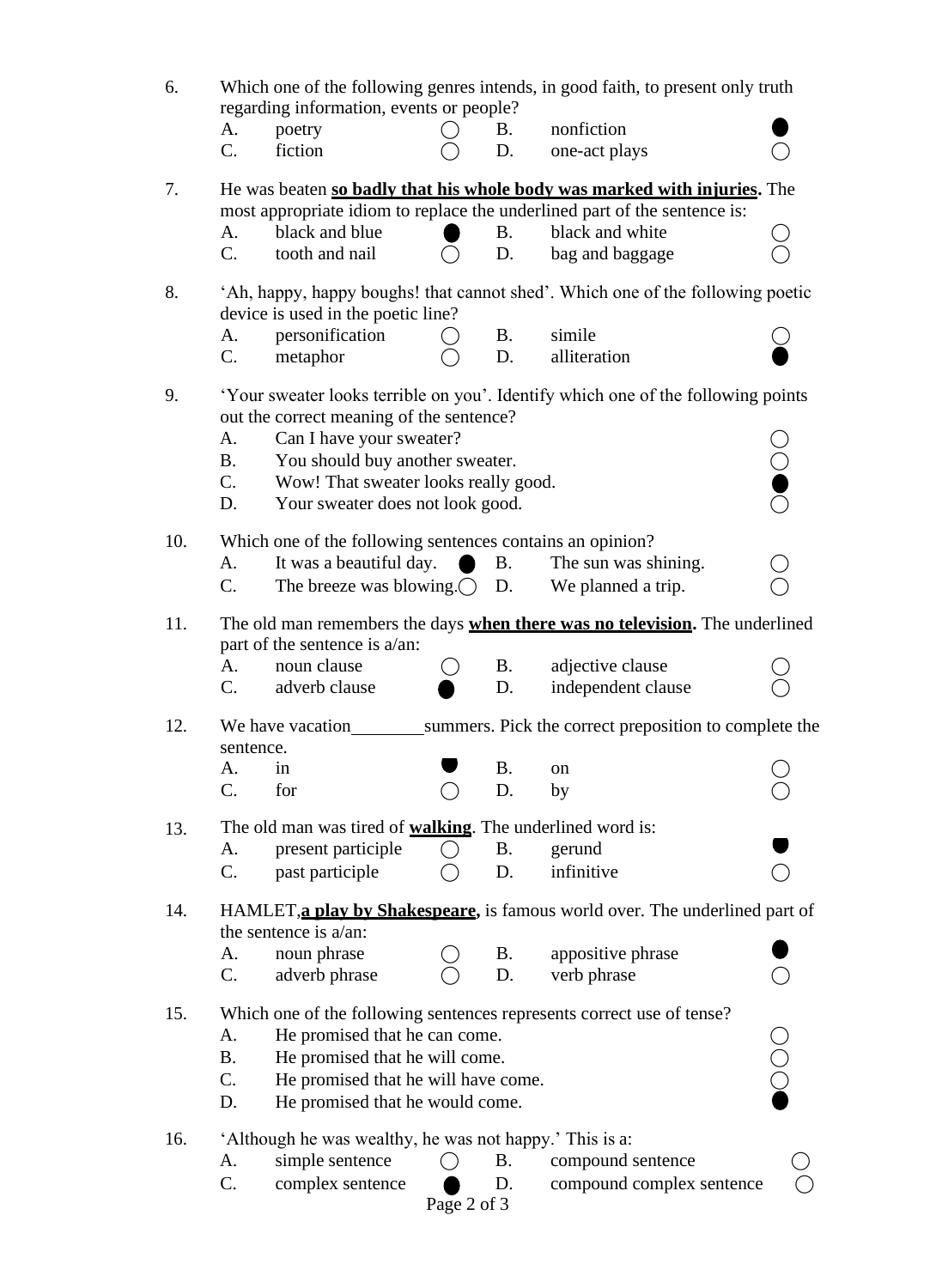6. Which one of the following genres intends, in good faith, to present only truth regarding information, events or people?

| | | | | | |
|---|---|---|---|---|---|
| A. | poetry | ◯ | B. | nonfiction | ⬤ |
| C. | fiction | ◯ | D. | one-act plays | ◯ |

7. He was beaten **so badly that his whole body was marked with injuries.** The most appropriate idiom to replace the underlined part of the sentence is:

| | | | | | |
|---|---|---|---|---|---|
| A. | black and blue | ⬤ | B. | black and white | ◯ |
| C. | tooth and nail | ◯ | D. | bag and baggage | ◯ |

8. 'Ah, happy, happy boughs! that cannot shed'. Which one of the following poetic device is used in the poetic line?

| | | | | | |
|---|---|---|---|---|---|
| A. | personification | ◯ | B. | simile | ◯ |
| C. | metaphor | ◯ | D. | alliteration | ⬤ |

9. 'Your sweater looks terrible on you'. Identify which one of the following points out the correct meaning of the sentence?

| | | |
|---|---|---|
| A. | Can I have your sweater? | ◯ |
| B. | You should buy another sweater. | ◯ |
| C. | Wow! That sweater looks really good. | ⬤ |
| D. | Your sweater does not look good. | ◯ |

10. Which one of the following sentences contains an opinion?

| | | | | | |
|---|---|---|---|---|---|
| A. | It was a beautiful day. | ⬤ | B. | The sun was shining. | ◯ |
| C. | The breeze was blowing. | ◯ | D. | We planned a trip. | ◯ |

11. The old man remembers the days **when there was no television.** The underlined part of the sentence is a/an:

| | | | | | |
|---|---|---|---|---|---|
| A. | noun clause | ◯ | B. | adjective clause | ◯ |
| C. | adverb clause | ⬤ | D. | independent clause | ◯ |

12. We have vacation________summers. Pick the correct preposition to complete the sentence.

| | | | | | |
|---|---|---|---|---|---|
| A. | in | ⬤ | B. | on | ◯ |
| C. | for | ◯ | D. | by | ◯ |

13. The old man was tired of **walking**. The underlined word is:

| | | | | | |
|---|---|---|---|---|---|
| A. | present participle | ◯ | B. | gerund | ⬤ |
| C. | past participle | ◯ | D. | infinitive | ◯ |

14. HAMLET,**a play by Shakespeare,** is famous world over. The underlined part of the sentence is a/an:

| | | | | | |
|---|---|---|---|---|---|
| A. | noun phrase | ◯ | B. | appositive phrase | ⬤ |
| C. | adverb phrase | ◯ | D. | verb phrase | ◯ |

15. Which one of the following sentences represents correct use of tense?

| | | |
|---|---|---|
| A. | He promised that he can come. | ◯ |
| B. | He promised that he will come. | ◯ |
| C. | He promised that he will have come. | ◯ |
| D. | He promised that he would come. | ⬤ |

16. 'Although he was wealthy, he was not happy.' This is a:

| | | | | | |
|---|---|---|---|---|---|
| A. | simple sentence | ◯ | B. | compound sentence | ◯ |
| C. | complex sentence | ⬤ | D. | compound complex sentence | ◯ |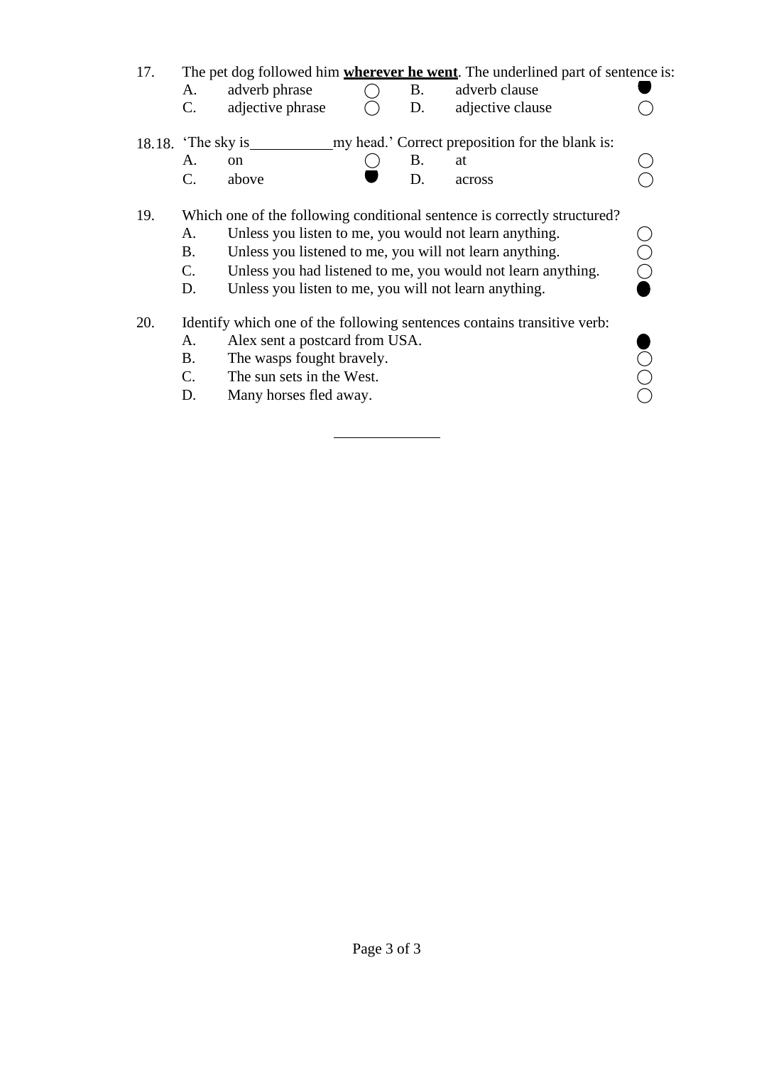17. The pet dog followed him **<u>wherever he went</u>**. The underlined part of sentence is:

| | | | | | |
|---|---|---|---|---|---|
| A. | adverb phrase | ○ | B. | adverb clause | ● |
| C. | adjective phrase | ○ | D. | adjective clause | ○ |

18.18. 'The sky is\_\_\_\_\_\_\_\_\_\_my head.' Correct preposition for the blank is:

| | | | | | |
|---|---|---|---|---|---|
| A. | on | ○ | B. | at | ○ |
| C. | above | ● | D. | across | ○ |

19. Which one of the following conditional sentence is correctly structured?

- A. Unless you listen to me, you would not learn anything. ○
- B. Unless you listened to me, you will not learn anything. ○
- C. Unless you had listened to me, you would not learn anything. ○
- D. Unless you listen to me, you will not learn anything. ●

20. Identify which one of the following sentences contains transitive verb:

- A. Alex sent a postcard from USA. ●
- B. The wasps fought bravely. ○
- C. The sun sets in the West. ○
- D. Many horses fled away. ○

---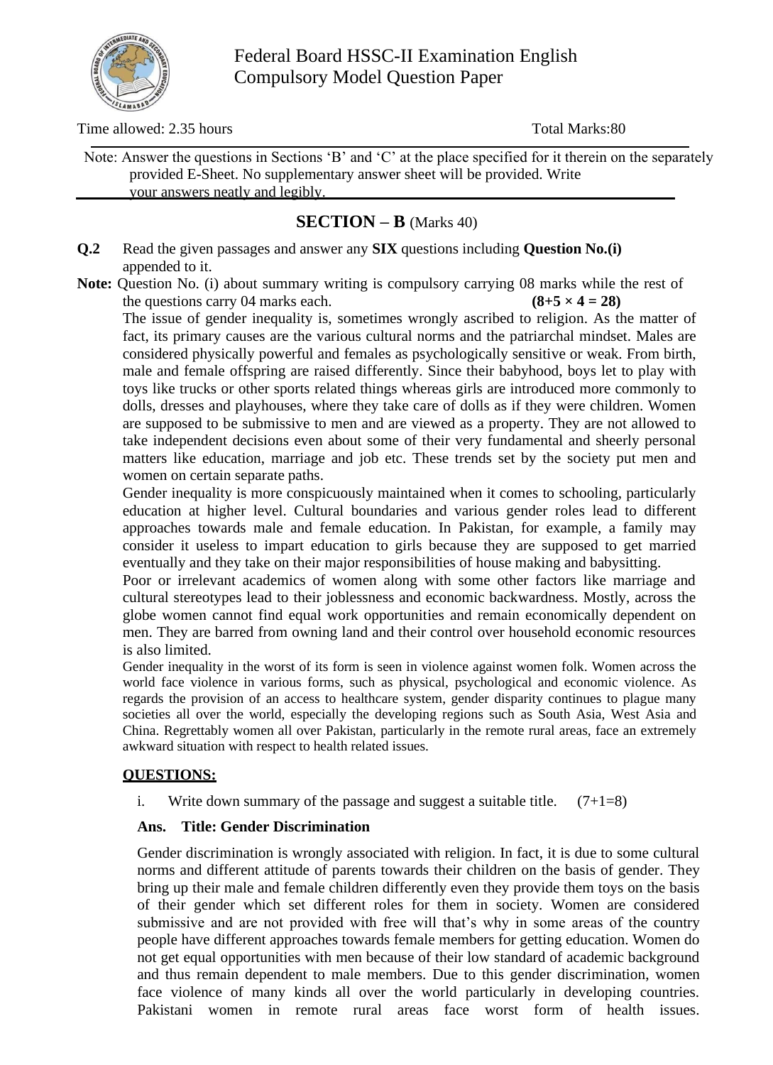# Federal Board HSSC-II Examination English Compulsory Model Question Paper

Time allowed: 2.35 hours | Total Marks:80

Note: Answer the questions in Sections 'B' and 'C' at the place specified for it therein on the separately provided E-Sheet. No supplementary answer sheet will be provided. Write your answers neatly and legibly.

## SECTION – B (Marks 40)

**Q.2** Read the given passages and answer any **SIX** questions including **Question No.(i)** appended to it.

**Note:** Question No. (i) about summary writing is compulsory carrying 08 marks while the rest of the questions carry 04 marks each. **(8+5 × 4 = 28)**

The issue of gender inequality is, sometimes wrongly ascribed to religion. As the matter of fact, its primary causes are the various cultural norms and the patriarchal mindset. Males are considered physically powerful and females as psychologically sensitive or weak. From birth, male and female offspring are raised differently. Since their babyhood, boys let to play with toys like trucks or other sports related things whereas girls are introduced more commonly to dolls, dresses and playhouses, where they take care of dolls as if they were children. Women are supposed to be submissive to men and are viewed as a property. They are not allowed to take independent decisions even about some of their very fundamental and sheerly personal matters like education, marriage and job etc. These trends set by the society put men and women on certain separate paths.

Gender inequality is more conspicuously maintained when it comes to schooling, particularly education at higher level. Cultural boundaries and various gender roles lead to different approaches towards male and female education. In Pakistan, for example, a family may consider it useless to impart education to girls because they are supposed to get married eventually and they take on their major responsibilities of house making and babysitting.

Poor or irrelevant academics of women along with some other factors like marriage and cultural stereotypes lead to their joblessness and economic backwardness. Mostly, across the globe women cannot find equal work opportunities and remain economically dependent on men. They are barred from owning land and their control over household economic resources is also limited.

Gender inequality in the worst of its form is seen in violence against women folk. Women across the world face violence in various forms, such as physical, psychological and economic violence. As regards the provision of an access to healthcare system, gender disparity continues to plague many societies all over the world, especially the developing regions such as South Asia, West Asia and China. Regrettably women all over Pakistan, particularly in the remote rural areas, face an extremely awkward situation with respect to health related issues.

**QUESTIONS:**

i. Write down summary of the passage and suggest a suitable title. (7+1=8)

**Ans. Title: Gender Discrimination**

Gender discrimination is wrongly associated with religion. In fact, it is due to some cultural norms and different attitude of parents towards their children on the basis of gender. They bring up their male and female children differently even they provide them toys on the basis of their gender which set different roles for them in society. Women are considered submissive and are not provided with free will that's why in some areas of the country people have different approaches towards female members for getting education. Women do not get equal opportunities with men because of their low standard of academic background and thus remain dependent to male members. Due to this gender discrimination, women face violence of many kinds all over the world particularly in developing countries. Pakistani women in remote rural areas face worst form of health issues.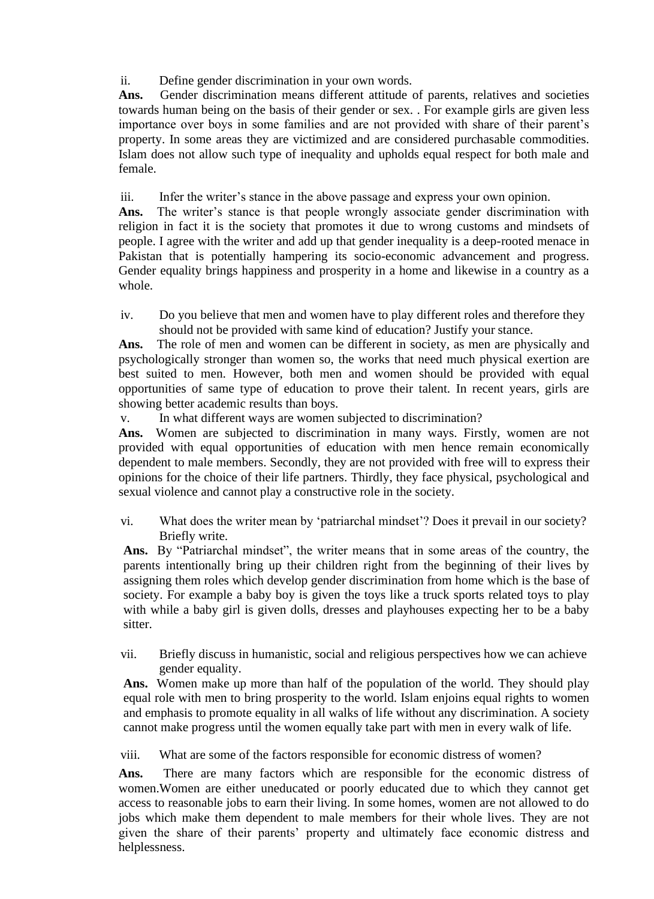ii. Define gender discrimination in your own words.

**Ans.** Gender discrimination means different attitude of parents, relatives and societies towards human being on the basis of their gender or sex. . For example girls are given less importance over boys in some families and are not provided with share of their parent's property. In some areas they are victimized and are considered purchasable commodities. Islam does not allow such type of inequality and upholds equal respect for both male and female.

iii. Infer the writer's stance in the above passage and express your own opinion.

**Ans.** The writer's stance is that people wrongly associate gender discrimination with religion in fact it is the society that promotes it due to wrong customs and mindsets of people. I agree with the writer and add up that gender inequality is a deep-rooted menace in Pakistan that is potentially hampering its socio-economic advancement and progress. Gender equality brings happiness and prosperity in a home and likewise in a country as a whole.

iv. Do you believe that men and women have to play different roles and therefore they should not be provided with same kind of education? Justify your stance.

**Ans.** The role of men and women can be different in society, as men are physically and psychologically stronger than women so, the works that need much physical exertion are best suited to men. However, both men and women should be provided with equal opportunities of same type of education to prove their talent. In recent years, girls are showing better academic results than boys.

v. In what different ways are women subjected to discrimination?

**Ans.** Women are subjected to discrimination in many ways. Firstly, women are not provided with equal opportunities of education with men hence remain economically dependent to male members. Secondly, they are not provided with free will to express their opinions for the choice of their life partners. Thirdly, they face physical, psychological and sexual violence and cannot play a constructive role in the society.

vi. What does the writer mean by 'patriarchal mindset'? Does it prevail in our society? Briefly write.

**Ans.** By "Patriarchal mindset", the writer means that in some areas of the country, the parents intentionally bring up their children right from the beginning of their lives by assigning them roles which develop gender discrimination from home which is the base of society. For example a baby boy is given the toys like a truck sports related toys to play with while a baby girl is given dolls, dresses and playhouses expecting her to be a baby sitter.

vii. Briefly discuss in humanistic, social and religious perspectives how we can achieve gender equality.

**Ans.** Women make up more than half of the population of the world. They should play equal role with men to bring prosperity to the world. Islam enjoins equal rights to women and emphasis to promote equality in all walks of life without any discrimination. A society cannot make progress until the women equally take part with men in every walk of life.

viii. What are some of the factors responsible for economic distress of women?

**Ans.** There are many factors which are responsible for the economic distress of women.Women are either uneducated or poorly educated due to which they cannot get access to reasonable jobs to earn their living. In some homes, women are not allowed to do jobs which make them dependent to male members for their whole lives. They are not given the share of their parents' property and ultimately face economic distress and helplessness.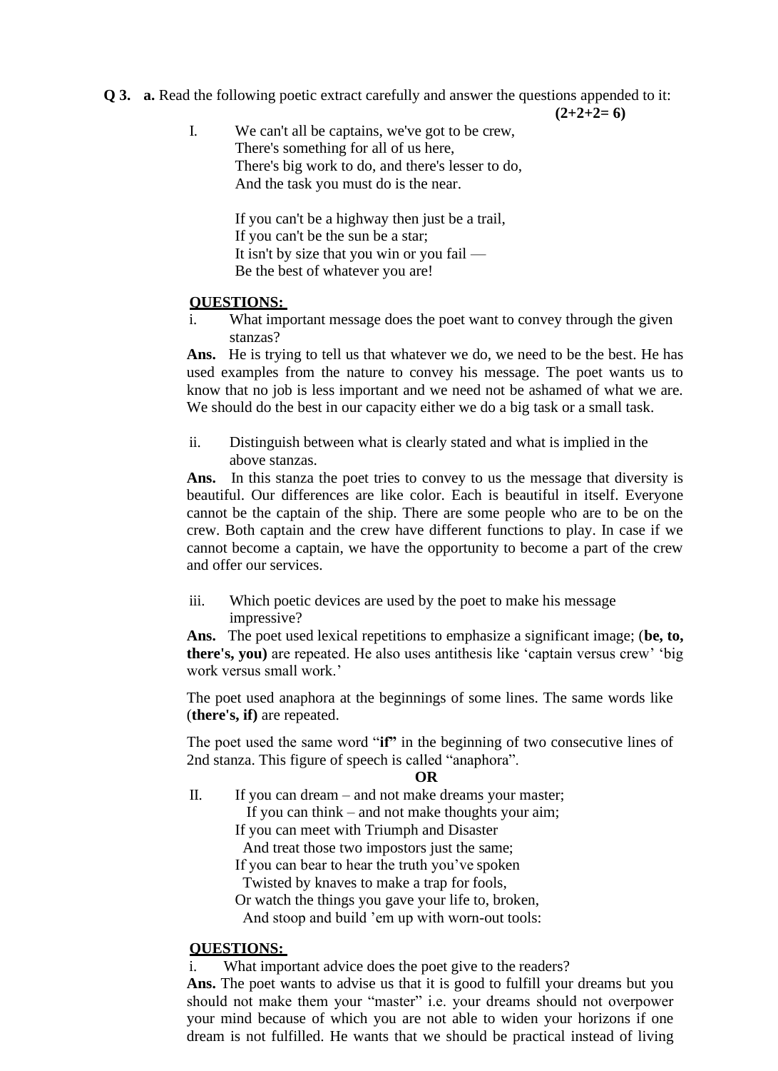**Q 3. a.** Read the following poetic extract carefully and answer the questions appended to it: **(2+2+2= 6)**

I. We can't all be captains, we've got to be crew,
There's something for all of us here,
There's big work to do, and there's lesser to do,
And the task you must do is the near.

If you can't be a highway then just be a trail,
If you can't be the sun be a star;
It isn't by size that you win or you fail —
Be the best of whatever you are!

**QUESTIONS:**

i. What important message does the poet want to convey through the given stanzas?

**Ans.** He is trying to tell us that whatever we do, we need to be the best. He has used examples from the nature to convey his message. The poet wants us to know that no job is less important and we need not be ashamed of what we are. We should do the best in our capacity either we do a big task or a small task.

ii. Distinguish between what is clearly stated and what is implied in the above stanzas.

**Ans.** In this stanza the poet tries to convey to us the message that diversity is beautiful. Our differences are like color. Each is beautiful in itself. Everyone cannot be the captain of the ship. There are some people who are to be on the crew. Both captain and the crew have different functions to play. In case if we cannot become a captain, we have the opportunity to become a part of the crew and offer our services.

iii. Which poetic devices are used by the poet to make his message impressive?

**Ans.** The poet used lexical repetitions to emphasize a significant image; (**be, to, there's, you)** are repeated. He also uses antithesis like 'captain versus crew' 'big work versus small work.'

The poet used anaphora at the beginnings of some lines. The same words like (**there's, if)** are repeated.

The poet used the same word "**if**" in the beginning of two consecutive lines of 2nd stanza. This figure of speech is called "anaphora".

**OR**

II. If you can dream – and not make dreams your master;
If you can think – and not make thoughts your aim;
If you can meet with Triumph and Disaster
And treat those two impostors just the same;
If you can bear to hear the truth you've spoken
Twisted by knaves to make a trap for fools,
Or watch the things you gave your life to, broken,
And stoop and build 'em up with worn-out tools:

**QUESTIONS:**

i. What important advice does the poet give to the readers?

**Ans.** The poet wants to advise us that it is good to fulfill your dreams but you should not make them your "master" i.e. your dreams should not overpower your mind because of which you are not able to widen your horizons if one dream is not fulfilled. He wants that we should be practical instead of living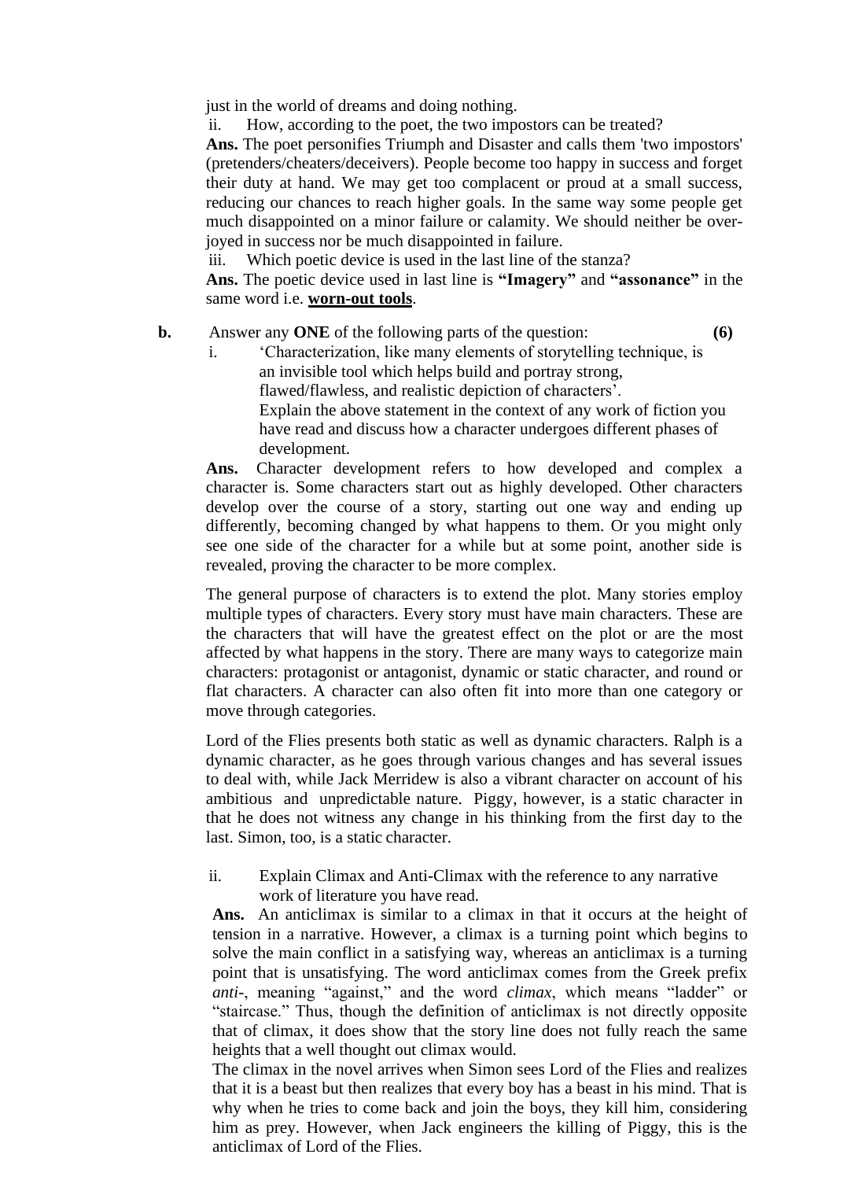just in the world of dreams and doing nothing.

ii. How, according to the poet, the two impostors can be treated?

**Ans.** The poet personifies Triumph and Disaster and calls them 'two impostors' (pretenders/cheaters/deceivers). People become too happy in success and forget their duty at hand. We may get too complacent or proud at a small success, reducing our chances to reach higher goals. In the same way some people get much disappointed on a minor failure or calamity. We should neither be over-joyed in success nor be much disappointed in failure.

iii. Which poetic device is used in the last line of the stanza?

**Ans.** The poetic device used in last line is **"Imagery"** and **"assonance"** in the same word i.e. **<u>worn-out tools</u>**.

**b.** Answer any **ONE** of the following parts of the question: **(6)**

i. 'Characterization, like many elements of storytelling technique, is an invisible tool which helps build and portray strong, flawed/flawless, and realistic depiction of characters'.
Explain the above statement in the context of any work of fiction you have read and discuss how a character undergoes different phases of development.

**Ans.** Character development refers to how developed and complex a character is. Some characters start out as highly developed. Other characters develop over the course of a story, starting out one way and ending up differently, becoming changed by what happens to them. Or you might only see one side of the character for a while but at some point, another side is revealed, proving the character to be more complex.

The general purpose of characters is to extend the plot. Many stories employ multiple types of characters. Every story must have main characters. These are the characters that will have the greatest effect on the plot or are the most affected by what happens in the story. There are many ways to categorize main characters: protagonist or antagonist, dynamic or static character, and round or flat characters. A character can also often fit into more than one category or move through categories.

Lord of the Flies presents both static as well as dynamic characters. Ralph is a dynamic character, as he goes through various changes and has several issues to deal with, while Jack Merridew is also a vibrant character on account of his ambitious and unpredictable nature. Piggy, however, is a static character in that he does not witness any change in his thinking from the first day to the last. Simon, too, is a static character.

ii. Explain Climax and Anti-Climax with the reference to any narrative work of literature you have read.

**Ans.** An anticlimax is similar to a climax in that it occurs at the height of tension in a narrative. However, a climax is a turning point which begins to solve the main conflict in a satisfying way, whereas an anticlimax is a turning point that is unsatisfying. The word anticlimax comes from the Greek prefix *anti-*, meaning "against," and the word *climax*, which means "ladder" or "staircase." Thus, though the definition of anticlimax is not directly opposite that of climax, it does show that the story line does not fully reach the same heights that a well thought out climax would.

The climax in the novel arrives when Simon sees Lord of the Flies and realizes that it is a beast but then realizes that every boy has a beast in his mind. That is why when he tries to come back and join the boys, they kill him, considering him as prey. However, when Jack engineers the killing of Piggy, this is the anticlimax of Lord of the Flies.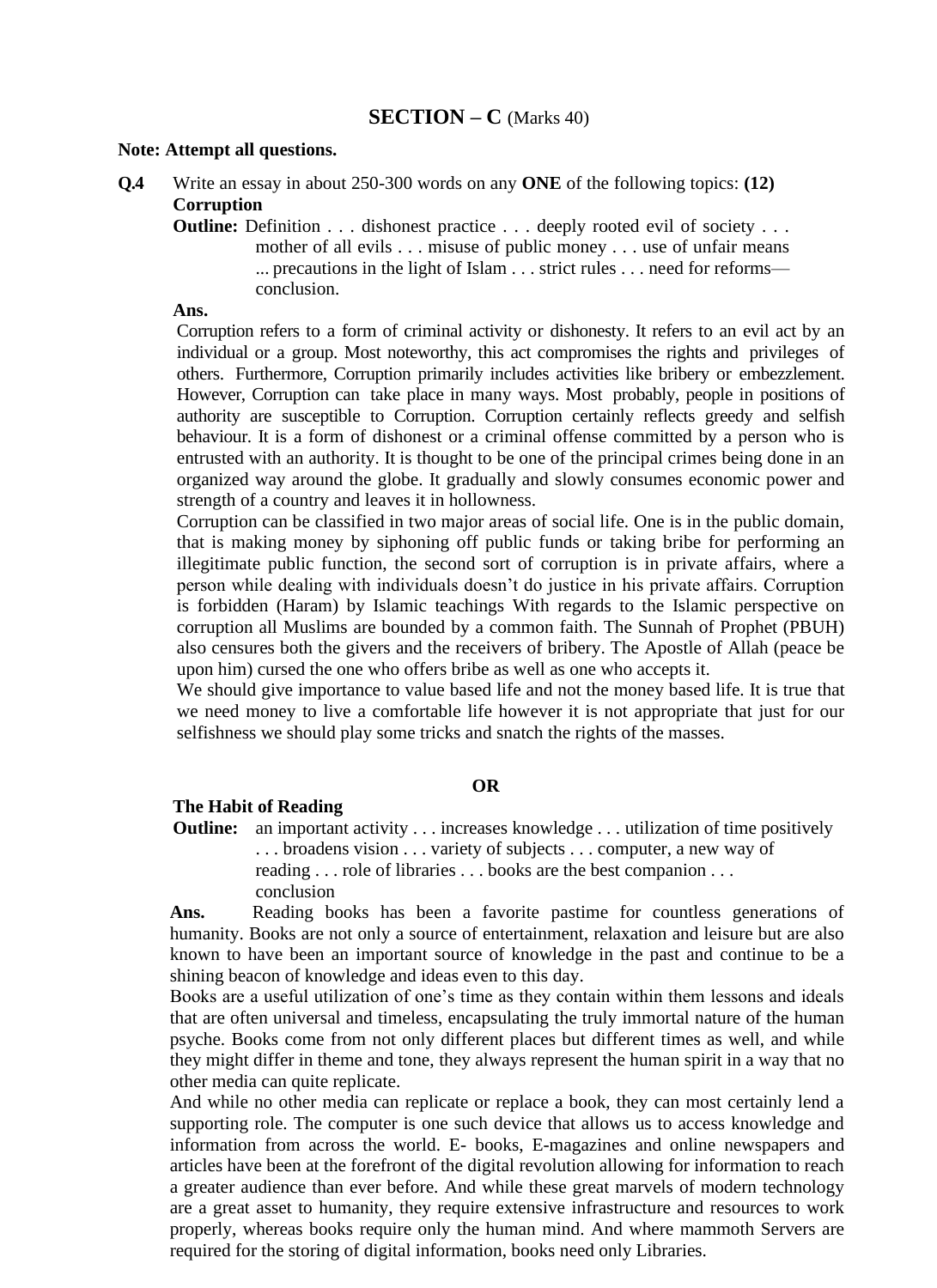## SECTION – C (Marks 40)

**Note: Attempt all questions.**

**Q.4** Write an essay in about 250-300 words on any **ONE** of the following topics: **(12)**

**Corruption**

**Outline:** Definition . . . dishonest practice . . . deeply rooted evil of society . . . mother of all evils . . . misuse of public money . . . use of unfair means ... precautions in the light of Islam . . . strict rules . . . need for reforms— conclusion.

**Ans.**

Corruption refers to a form of criminal activity or dishonesty. It refers to an evil act by an individual or a group. Most noteworthy, this act compromises the rights and privileges of others. Furthermore, Corruption primarily includes activities like bribery or embezzlement. However, Corruption can take place in many ways. Most probably, people in positions of authority are susceptible to Corruption. Corruption certainly reflects greedy and selfish behaviour. It is a form of dishonest or a criminal offense committed by a person who is entrusted with an authority. It is thought to be one of the principal crimes being done in an organized way around the globe. It gradually and slowly consumes economic power and strength of a country and leaves it in hollowness.

Corruption can be classified in two major areas of social life. One is in the public domain, that is making money by siphoning off public funds or taking bribe for performing an illegitimate public function, the second sort of corruption is in private affairs, where a person while dealing with individuals doesn't do justice in his private affairs. Corruption is forbidden (Haram) by Islamic teachings With regards to the Islamic perspective on corruption all Muslims are bounded by a common faith. The Sunnah of Prophet (PBUH) also censures both the givers and the receivers of bribery. The Apostle of Allah (peace be upon him) cursed the one who offers bribe as well as one who accepts it.

We should give importance to value based life and not the money based life. It is true that we need money to live a comfortable life however it is not appropriate that just for our selfishness we should play some tricks and snatch the rights of the masses.

**OR**

**The Habit of Reading**

**Outline:** an important activity . . . increases knowledge . . . utilization of time positively . . . broadens vision . . . variety of subjects . . . computer, a new way of reading . . . role of libraries . . . books are the best companion . . . conclusion

**Ans.** Reading books has been a favorite pastime for countless generations of humanity. Books are not only a source of entertainment, relaxation and leisure but are also known to have been an important source of knowledge in the past and continue to be a shining beacon of knowledge and ideas even to this day.

Books are a useful utilization of one's time as they contain within them lessons and ideals that are often universal and timeless, encapsulating the truly immortal nature of the human psyche. Books come from not only different places but different times as well, and while they might differ in theme and tone, they always represent the human spirit in a way that no other media can quite replicate.

And while no other media can replicate or replace a book, they can most certainly lend a supporting role. The computer is one such device that allows us to access knowledge and information from across the world. E- books, E-magazines and online newspapers and articles have been at the forefront of the digital revolution allowing for information to reach a greater audience than ever before. And while these great marvels of modern technology are a great asset to humanity, they require extensive infrastructure and resources to work properly, whereas books require only the human mind. And where mammoth Servers are required for the storing of digital information, books need only Libraries.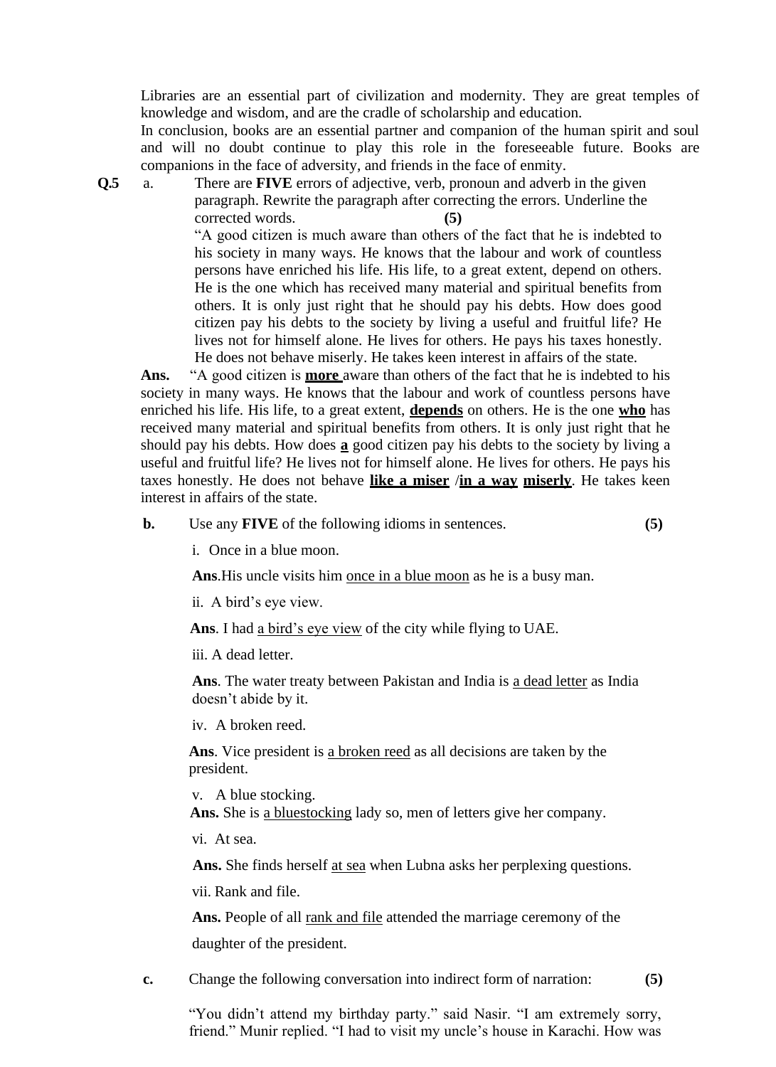Libraries are an essential part of civilization and modernity. They are great temples of knowledge and wisdom, and are the cradle of scholarship and education.

In conclusion, books are an essential partner and companion of the human spirit and soul and will no doubt continue to play this role in the foreseeable future. Books are companions in the face of adversity, and friends in the face of enmity.

**Q.5** a. There are **FIVE** errors of adjective, verb, pronoun and adverb in the given paragraph. Rewrite the paragraph after correcting the errors. Underline the corrected words. **(5)**

"A good citizen is much aware than others of the fact that he is indebted to his society in many ways. He knows that the labour and work of countless persons have enriched his life. His life, to a great extent, depend on others. He is the one which has received many material and spiritual benefits from others. It is only just right that he should pay his debts. How does good citizen pay his debts to the society by living a useful and fruitful life? He lives not for himself alone. He lives for others. He pays his taxes honestly. He does not behave miserly. He takes keen interest in affairs of the state.

**Ans.** "A good citizen is <u>**more**</u> aware than others of the fact that he is indebted to his society in many ways. He knows that the labour and work of countless persons have enriched his life. His life, to a great extent, <u>**depends**</u> on others. He is the one <u>**who**</u> has received many material and spiritual benefits from others. It is only just right that he should pay his debts. How does <u>**a**</u> good citizen pay his debts to the society by living a useful and fruitful life? He lives not for himself alone. He lives for others. He pays his taxes honestly. He does not behave <u>**like a miser**</u> /<u>**in a way**</u> <u>**miserly**</u>. He takes keen interest in affairs of the state.

**b.** Use any **FIVE** of the following idioms in sentences. **(5)**

i. Once in a blue moon.

**Ans**.His uncle visits him <u>once in a blue moon</u> as he is a busy man.

ii. A bird's eye view.

**Ans**. I had <u>a bird's eye view</u> of the city while flying to UAE.

iii. A dead letter.

**Ans**. The water treaty between Pakistan and India is <u>a dead letter</u> as India doesn't abide by it.

iv. A broken reed.

**Ans**. Vice president is <u>a broken reed</u> as all decisions are taken by the president.

v. A blue stocking.

**Ans.** She is <u>a bluestocking</u> lady so, men of letters give her company.

vi. At sea.

**Ans.** She finds herself <u>at sea</u> when Lubna asks her perplexing questions.

vii. Rank and file.

**Ans.** People of all <u>rank and file</u> attended the marriage ceremony of the daughter of the president.

**c.** Change the following conversation into indirect form of narration: **(5)**

"You didn't attend my birthday party." said Nasir. "I am extremely sorry, friend." Munir replied. "I had to visit my uncle's house in Karachi. How was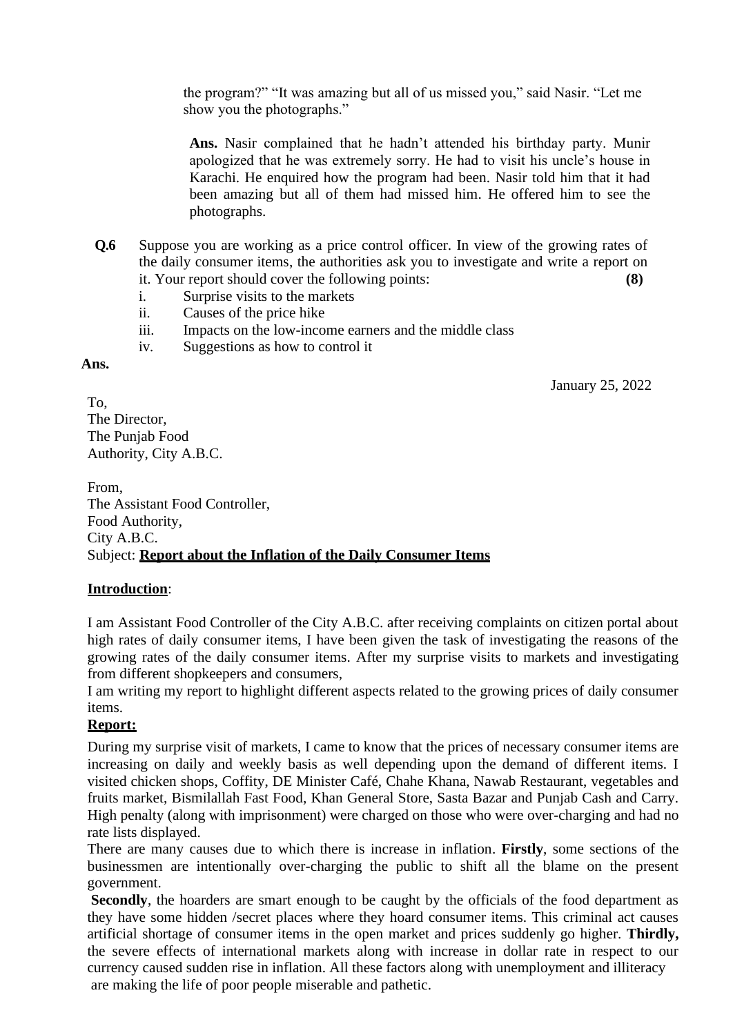the program?" "It was amazing but all of us missed you," said Nasir. "Let me show you the photographs."

**Ans.** Nasir complained that he hadn't attended his birthday party. Munir apologized that he was extremely sorry. He had to visit his uncle's house in Karachi. He enquired how the program had been. Nasir told him that it had been amazing but all of them had missed him. He offered him to see the photographs.

**Q.6** Suppose you are working as a price control officer. In view of the growing rates of the daily consumer items, the authorities ask you to investigate and write a report on it. Your report should cover the following points: **(8)**

i. Surprise visits to the markets
ii. Causes of the price hike
iii. Impacts on the low-income earners and the middle class
iv. Suggestions as how to control it

**Ans.**

January 25, 2022

To,
The Director,
The Punjab Food
Authority, City A.B.C.

From,
The Assistant Food Controller,
Food Authority,
City A.B.C.
Subject: **<u>Report about the Inflation of the Daily Consumer Items</u>**

**<u>Introduction</u>**:

I am Assistant Food Controller of the City A.B.C. after receiving complaints on citizen portal about high rates of daily consumer items, I have been given the task of investigating the reasons of the growing rates of the daily consumer items. After my surprise visits to markets and investigating from different shopkeepers and consumers,
I am writing my report to highlight different aspects related to the growing prices of daily consumer items.

**<u>Report:</u>**

During my surprise visit of markets, I came to know that the prices of necessary consumer items are increasing on daily and weekly basis as well depending upon the demand of different items. I visited chicken shops, Coffity, DE Minister Café, Chahe Khana, Nawab Restaurant, vegetables and fruits market, Bismilallah Fast Food, Khan General Store, Sasta Bazar and Punjab Cash and Carry. High penalty (along with imprisonment) were charged on those who were over-charging and had no rate lists displayed.
There are many causes due to which there is increase in inflation. **Firstly**, some sections of the businessmen are intentionally over-charging the public to shift all the blame on the present government.
**Secondly**, the hoarders are smart enough to be caught by the officials of the food department as they have some hidden /secret places where they hoard consumer items. This criminal act causes artificial shortage of consumer items in the open market and prices suddenly go higher. **Thirdly,** the severe effects of international markets along with increase in dollar rate in respect to our currency caused sudden rise in inflation. All these factors along with unemployment and illiteracy are making the life of poor people miserable and pathetic.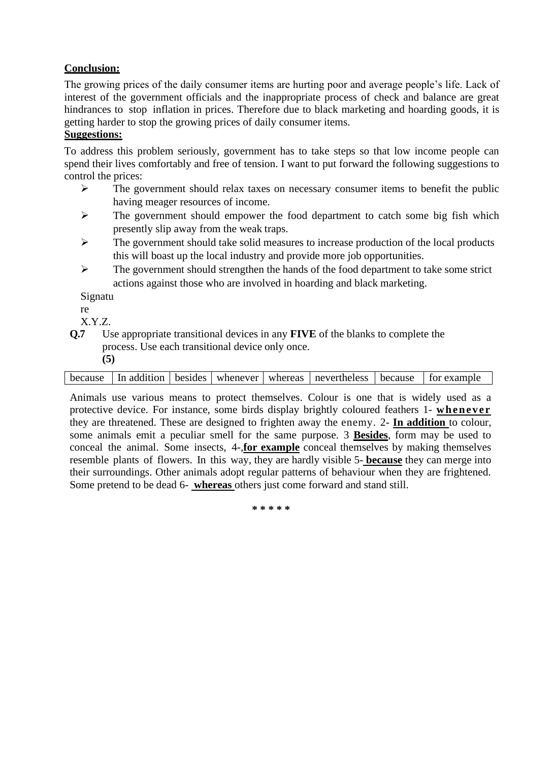**Conclusion:**

The growing prices of the daily consumer items are hurting poor and average people's life. Lack of interest of the government officials and the inappropriate process of check and balance are great hindrances to stop inflation in prices. Therefore due to black marketing and hoarding goods, it is getting harder to stop the growing prices of daily consumer items.

**Suggestions:**

To address this problem seriously, government has to take steps so that low income people can spend their lives comfortably and free of tension. I want to put forward the following suggestions to control the prices:

- The government should relax taxes on necessary consumer items to benefit the public having meager resources of income.
- The government should empower the food department to catch some big fish which presently slip away from the weak traps.
- The government should take solid measures to increase production of the local products this will boast up the local industry and provide more job opportunities.
- The government should strengthen the hands of the food department to take some strict actions against those who are involved in hoarding and black marketing.

Signature

X.Y.Z.

**Q.7** Use appropriate transitional devices in any **FIVE** of the blanks to complete the process. Use each transitional device only once. **(5)**

| | | | | | | | |
|---|---|---|---|---|---|---|---|
| because | In addition | besides | whenever | whereas | nevertheless | because | for example |

Animals use various means to protect themselves. Colour is one that is widely used as a protective device. For instance, some birds display brightly coloured feathers 1- **whenever** they are threatened. These are designed to frighten away the enemy. 2- **In addition** to colour, some animals emit a peculiar smell for the same purpose. 3 **Besides**, form may be used to conceal the animal. Some insects, 4-,**for example** conceal themselves by making themselves resemble plants of flowers. In this way, they are hardly visible 5- **because** they can merge into their surroundings. Other animals adopt regular patterns of behaviour when they are frightened. Some pretend to be dead 6- **whereas** others just come forward and stand still.

* * * * *